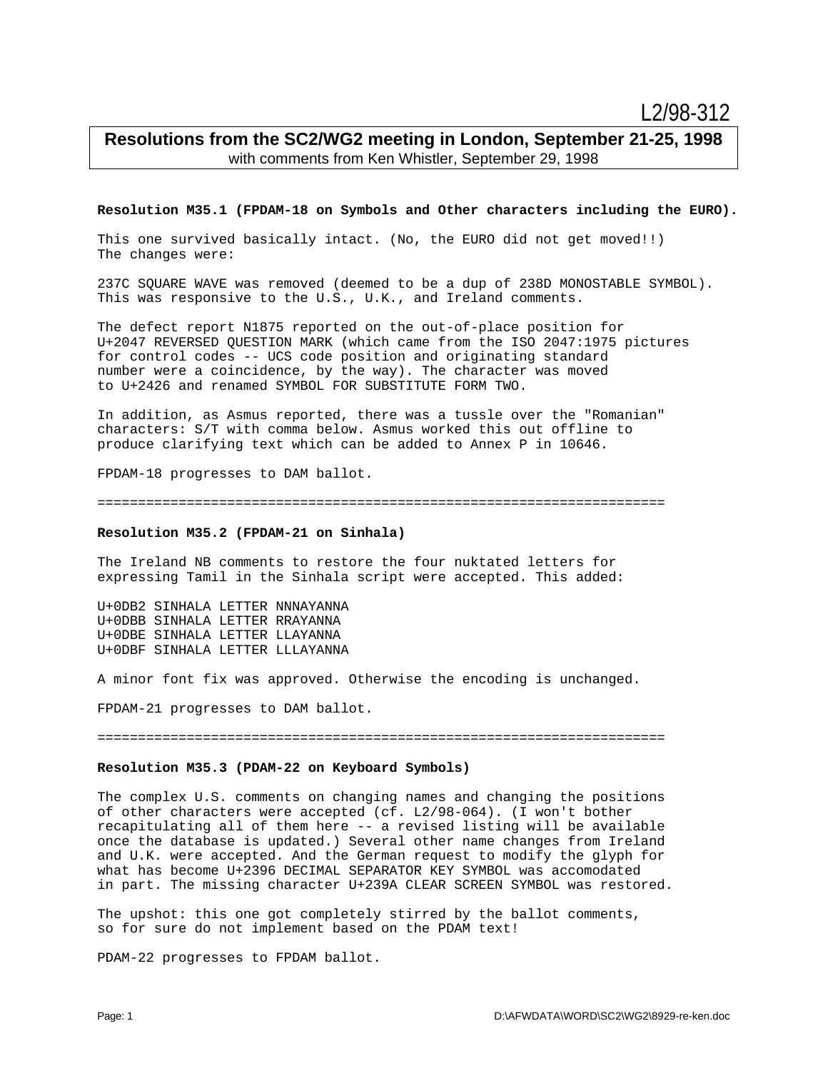L2/98-312

# Resolutions from the SC2/WG2 meeting in London, September 21-25, 1998

with comments from Ken Whistler, September 29, 1998

**Resolution M35.1 (FPDAM-18 on Symbols and Other characters including the EURO).**

This one survived basically intact. (No, the EURO did not get moved!!) The changes were:

237C SQUARE WAVE was removed (deemed to be a dup of 238D MONOSTABLE SYMBOL). This was responsive to the U.S., U.K., and Ireland comments.

The defect report N1875 reported on the out-of-place position for U+2047 REVERSED QUESTION MARK (which came from the ISO 2047:1975 pictures for control codes -- UCS code position and originating standard number were a coincidence, by the way). The character was moved to U+2426 and renamed SYMBOL FOR SUBSTITUTE FORM TWO.

In addition, as Asmus reported, there was a tussle over the "Romanian" characters: S/T with comma below. Asmus worked this out offline to produce clarifying text which can be added to Annex P in 10646.

FPDAM-18 progresses to DAM ballot.

======================================================================

**Resolution M35.2 (FPDAM-21 on Sinhala)**

The Ireland NB comments to restore the four nuktated letters for expressing Tamil in the Sinhala script were accepted. This added:

U+0DB2 SINHALA LETTER NNNAYANNA
U+0DBB SINHALA LETTER RRAYANNA
U+0DBE SINHALA LETTER LLAYANNA
U+0DBF SINHALA LETTER LLLAYANNA

A minor font fix was approved. Otherwise the encoding is unchanged.

FPDAM-21 progresses to DAM ballot.

======================================================================

**Resolution M35.3 (PDAM-22 on Keyboard Symbols)**

The complex U.S. comments on changing names and changing the positions of other characters were accepted (cf. L2/98-064). (I won't bother recapitulating all of them here -- a revised listing will be available once the database is updated.) Several other name changes from Ireland and U.K. were accepted. And the German request to modify the glyph for what has become U+2396 DECIMAL SEPARATOR KEY SYMBOL was accomodated in part. The missing character U+239A CLEAR SCREEN SYMBOL was restored.

The upshot: this one got completely stirred by the ballot comments, so for sure do not implement based on the PDAM text!

PDAM-22 progresses to FPDAM ballot.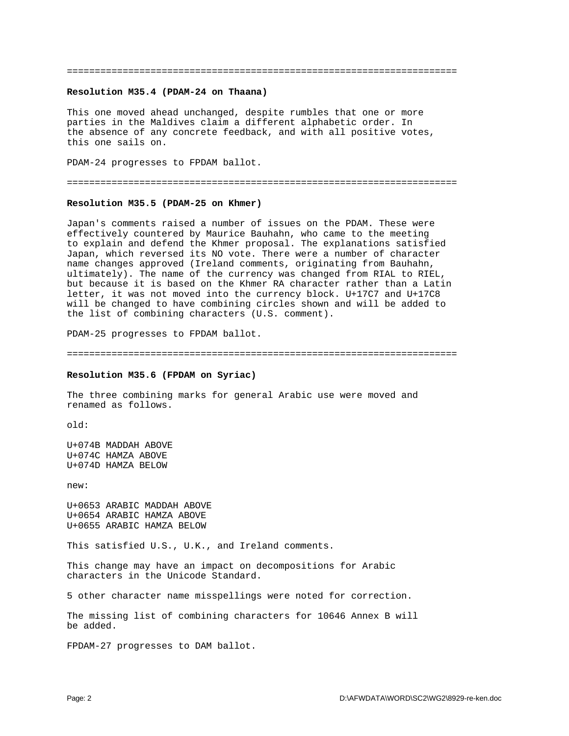---

**Resolution M35.4 (PDAM-24 on Thaana)**

This one moved ahead unchanged, despite rumbles that one or more parties in the Maldives claim a different alphabetic order. In the absence of any concrete feedback, and with all positive votes, this one sails on.

PDAM-24 progresses to FPDAM ballot.

---

**Resolution M35.5 (PDAM-25 on Khmer)**

Japan's comments raised a number of issues on the PDAM. These were effectively countered by Maurice Bauhahn, who came to the meeting to explain and defend the Khmer proposal. The explanations satisfied Japan, which reversed its NO vote. There were a number of character name changes approved (Ireland comments, originating from Bauhahn, ultimately). The name of the currency was changed from RIAL to RIEL, but because it is based on the Khmer RA character rather than a Latin letter, it was not moved into the currency block. U+17C7 and U+17C8 will be changed to have combining circles shown and will be added to the list of combining characters (U.S. comment).

PDAM-25 progresses to FPDAM ballot.

---

**Resolution M35.6 (FPDAM on Syriac)**

The three combining marks for general Arabic use were moved and renamed as follows.

old:

U+074B MADDAH ABOVE
U+074C HAMZA ABOVE
U+074D HAMZA BELOW

new:

U+0653 ARABIC MADDAH ABOVE
U+0654 ARABIC HAMZA ABOVE
U+0655 ARABIC HAMZA BELOW

This satisfied U.S., U.K., and Ireland comments.

This change may have an impact on decompositions for Arabic characters in the Unicode Standard.

5 other character name misspellings were noted for correction.

The missing list of combining characters for 10646 Annex B will be added.

FPDAM-27 progresses to DAM ballot.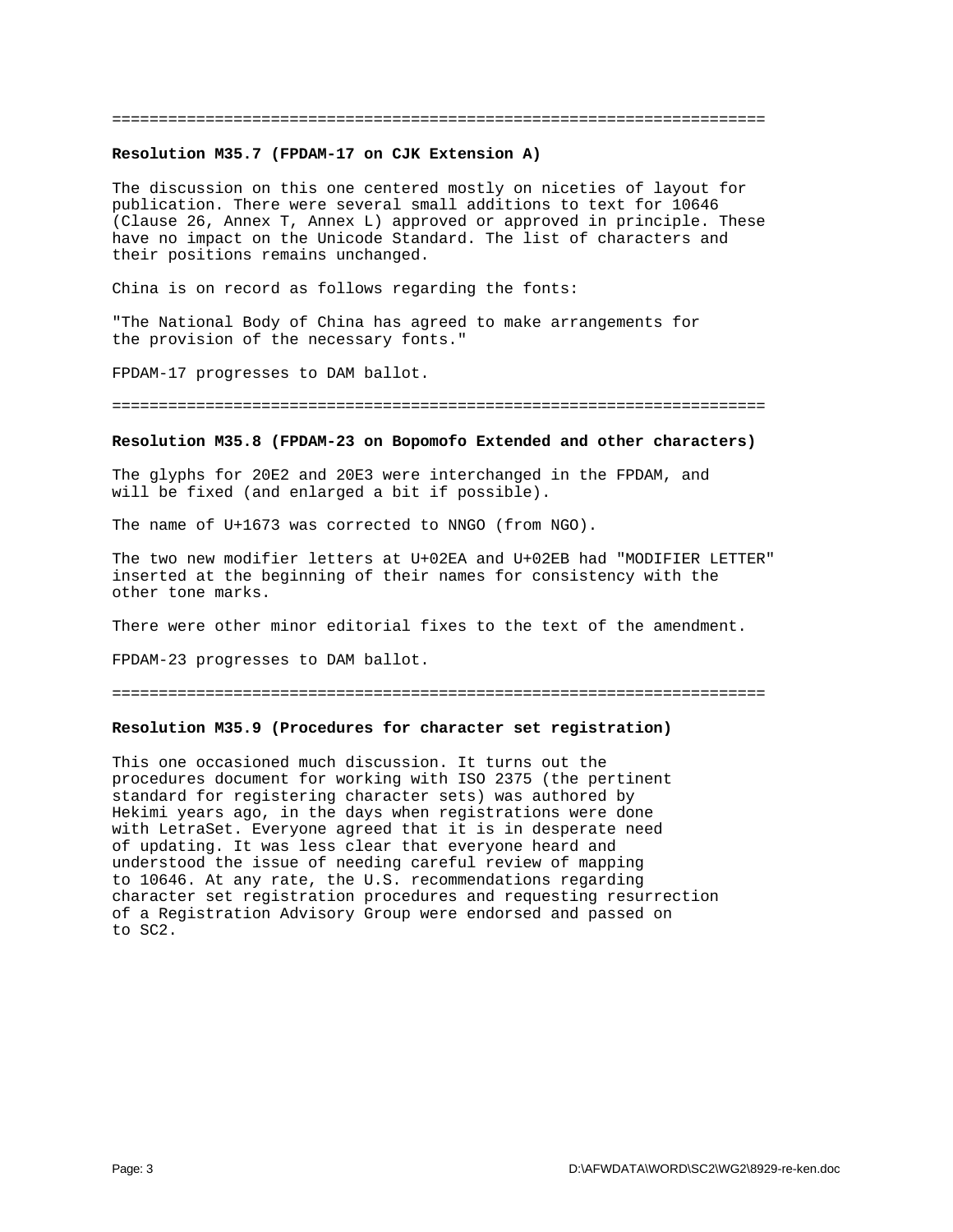=======================================================================

**Resolution M35.7 (FPDAM-17 on CJK Extension A)**

The discussion on this one centered mostly on niceties of layout for publication. There were several small additions to text for 10646 (Clause 26, Annex T, Annex L) approved or approved in principle. These have no impact on the Unicode Standard. The list of characters and their positions remains unchanged.

China is on record as follows regarding the fonts:

"The National Body of China has agreed to make arrangements for the provision of the necessary fonts."

FPDAM-17 progresses to DAM ballot.

=======================================================================

**Resolution M35.8 (FPDAM-23 on Bopomofo Extended and other characters)**

The glyphs for 20E2 and 20E3 were interchanged in the FPDAM, and will be fixed (and enlarged a bit if possible).

The name of U+1673 was corrected to NNGO (from NGO).

The two new modifier letters at U+02EA and U+02EB had "MODIFIER LETTER" inserted at the beginning of their names for consistency with the other tone marks.

There were other minor editorial fixes to the text of the amendment.

FPDAM-23 progresses to DAM ballot.

=======================================================================

**Resolution M35.9 (Procedures for character set registration)**

This one occasioned much discussion. It turns out the procedures document for working with ISO 2375 (the pertinent standard for registering character sets) was authored by Hekimi years ago, in the days when registrations were done with LetraSet. Everyone agreed that it is in desperate need of updating. It was less clear that everyone heard and understood the issue of needing careful review of mapping to 10646. At any rate, the U.S. recommendations regarding character set registration procedures and requesting resurrection of a Registration Advisory Group were endorsed and passed on to SC2.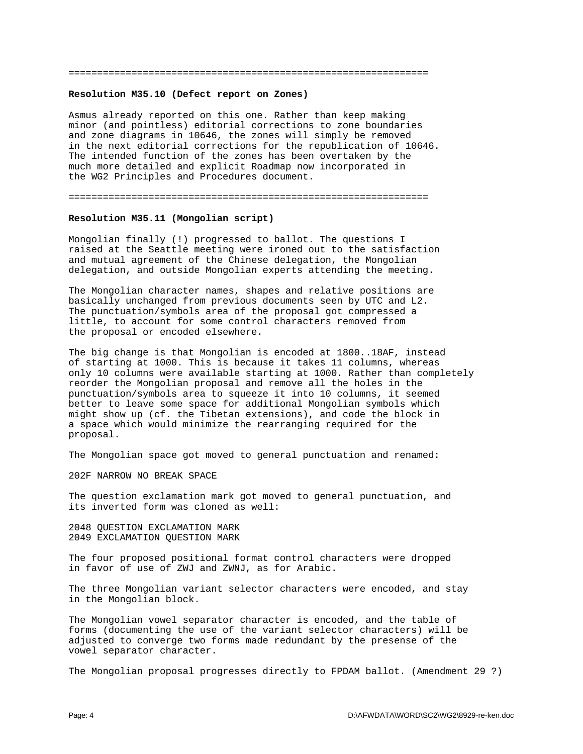==============================================================

**Resolution M35.10 (Defect report on Zones)**

Asmus already reported on this one. Rather than keep making minor (and pointless) editorial corrections to zone boundaries and zone diagrams in 10646, the zones will simply be removed in the next editorial corrections for the republication of 10646. The intended function of the zones has been overtaken by the much more detailed and explicit Roadmap now incorporated in the WG2 Principles and Procedures document.

==============================================================

**Resolution M35.11 (Mongolian script)**

Mongolian finally (!) progressed to ballot. The questions I raised at the Seattle meeting were ironed out to the satisfaction and mutual agreement of the Chinese delegation, the Mongolian delegation, and outside Mongolian experts attending the meeting.

The Mongolian character names, shapes and relative positions are basically unchanged from previous documents seen by UTC and L2. The punctuation/symbols area of the proposal got compressed a little, to account for some control characters removed from the proposal or encoded elsewhere.

The big change is that Mongolian is encoded at 1800..18AF, instead of starting at 1000. This is because it takes 11 columns, whereas only 10 columns were available starting at 1000. Rather than completely reorder the Mongolian proposal and remove all the holes in the punctuation/symbols area to squeeze it into 10 columns, it seemed better to leave some space for additional Mongolian symbols which might show up (cf. the Tibetan extensions), and code the block in a space which would minimize the rearranging required for the proposal.

The Mongolian space got moved to general punctuation and renamed:

202F NARROW NO BREAK SPACE

The question exclamation mark got moved to general punctuation, and its inverted form was cloned as well:

2048 QUESTION EXCLAMATION MARK
2049 EXCLAMATION QUESTION MARK

The four proposed positional format control characters were dropped in favor of use of ZWJ and ZWNJ, as for Arabic.

The three Mongolian variant selector characters were encoded, and stay in the Mongolian block.

The Mongolian vowel separator character is encoded, and the table of forms (documenting the use of the variant selector characters) will be adjusted to converge two forms made redundant by the presense of the vowel separator character.

The Mongolian proposal progresses directly to FPDAM ballot. (Amendment 29 ?)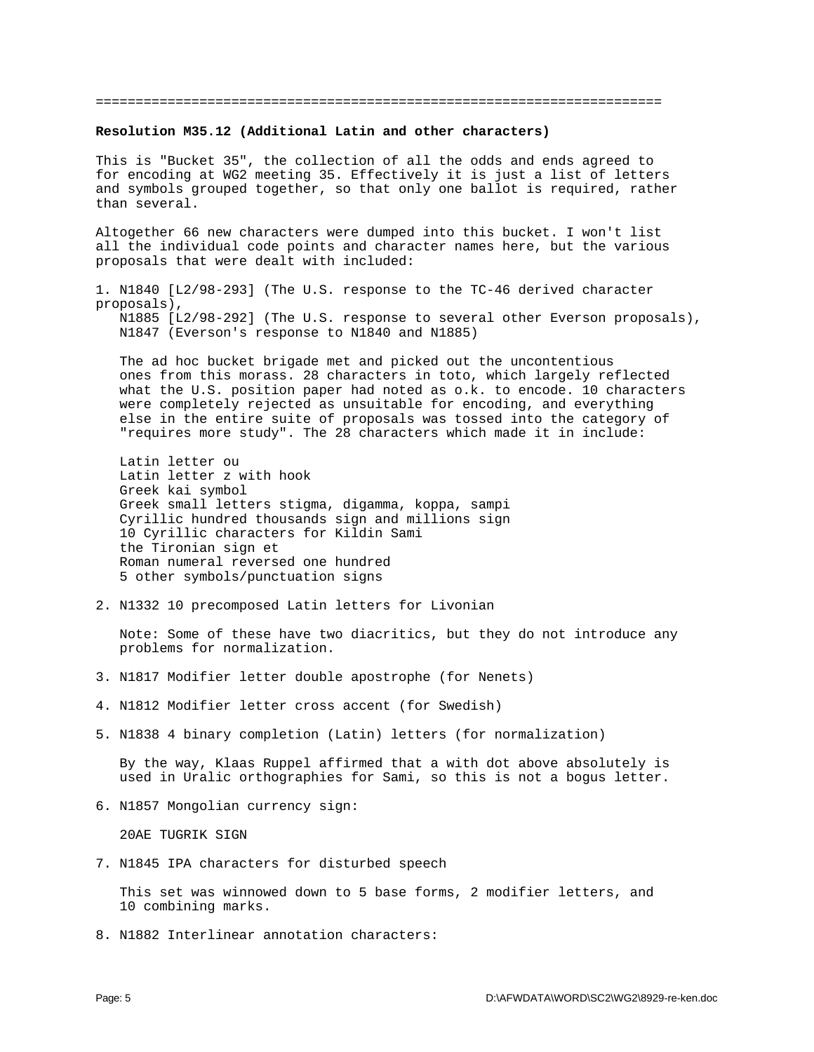======================================================================

**Resolution M35.12 (Additional Latin and other characters)**

This is "Bucket 35", the collection of all the odds and ends agreed to for encoding at WG2 meeting 35. Effectively it is just a list of letters and symbols grouped together, so that only one ballot is required, rather than several.

Altogether 66 new characters were dumped into this bucket. I won't list all the individual code points and character names here, but the various proposals that were dealt with included:

1. N1840 [L2/98-293] (The U.S. response to the TC-46 derived character proposals),
   N1885 [L2/98-292] (The U.S. response to several other Everson proposals),
   N1847 (Everson's response to N1840 and N1885)

   The ad hoc bucket brigade met and picked out the uncontentious ones from this morass. 28 characters in toto, which largely reflected what the U.S. position paper had noted as o.k. to encode. 10 characters were completely rejected as unsuitable for encoding, and everything else in the entire suite of proposals was tossed into the category of "requires more study". The 28 characters which made it in include:

   Latin letter ou
   Latin letter z with hook
   Greek kai symbol
   Greek small letters stigma, digamma, koppa, sampi
   Cyrillic hundred thousands sign and millions sign
   10 Cyrillic characters for Kildin Sami
   the Tironian sign et
   Roman numeral reversed one hundred
   5 other symbols/punctuation signs

2. N1332 10 precomposed Latin letters for Livonian

   Note: Some of these have two diacritics, but they do not introduce any problems for normalization.

3. N1817 Modifier letter double apostrophe (for Nenets)

4. N1812 Modifier letter cross accent (for Swedish)

5. N1838 4 binary completion (Latin) letters (for normalization)

   By the way, Klaas Ruppel affirmed that a with dot above absolutely is used in Uralic orthographies for Sami, so this is not a bogus letter.

6. N1857 Mongolian currency sign:

   20AE TUGRIK SIGN

7. N1845 IPA characters for disturbed speech

   This set was winnowed down to 5 base forms, 2 modifier letters, and 10 combining marks.

8. N1882 Interlinear annotation characters: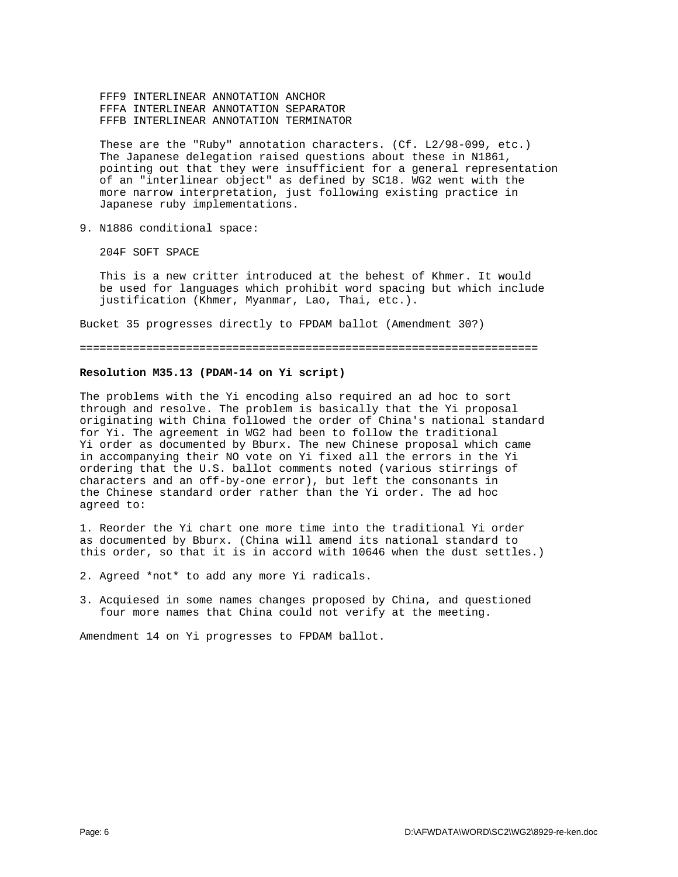FFF9 INTERLINEAR ANNOTATION ANCHOR
FFFA INTERLINEAR ANNOTATION SEPARATOR
FFFB INTERLINEAR ANNOTATION TERMINATOR

These are the "Ruby" annotation characters. (Cf. L2/98-099, etc.) The Japanese delegation raised questions about these in N1861, pointing out that they were insufficient for a general representation of an "interlinear object" as defined by SC18. WG2 went with the more narrow interpretation, just following existing practice in Japanese ruby implementations.

9. N1886 conditional space:

   204F SOFT SPACE

   This is a new critter introduced at the behest of Khmer. It would be used for languages which prohibit word spacing but which include justification (Khmer, Myanmar, Lao, Thai, etc.).

Bucket 35 progresses directly to FPDAM ballot (Amendment 30?)

======================================================================

**Resolution M35.13 (PDAM-14 on Yi script)**

The problems with the Yi encoding also required an ad hoc to sort through and resolve. The problem is basically that the Yi proposal originating with China followed the order of China's national standard for Yi. The agreement in WG2 had been to follow the traditional Yi order as documented by Bburx. The new Chinese proposal which came in accompanying their NO vote on Yi fixed all the errors in the Yi ordering that the U.S. ballot comments noted (various stirrings of characters and an off-by-one error), but left the consonants in the Chinese standard order rather than the Yi order. The ad hoc agreed to:

1. Reorder the Yi chart one more time into the traditional Yi order as documented by Bburx. (China will amend its national standard to this order, so that it is in accord with 10646 when the dust settles.)

2. Agreed *not* to add any more Yi radicals.

3. Acquiesed in some names changes proposed by China, and questioned four more names that China could not verify at the meeting.

Amendment 14 on Yi progresses to FPDAM ballot.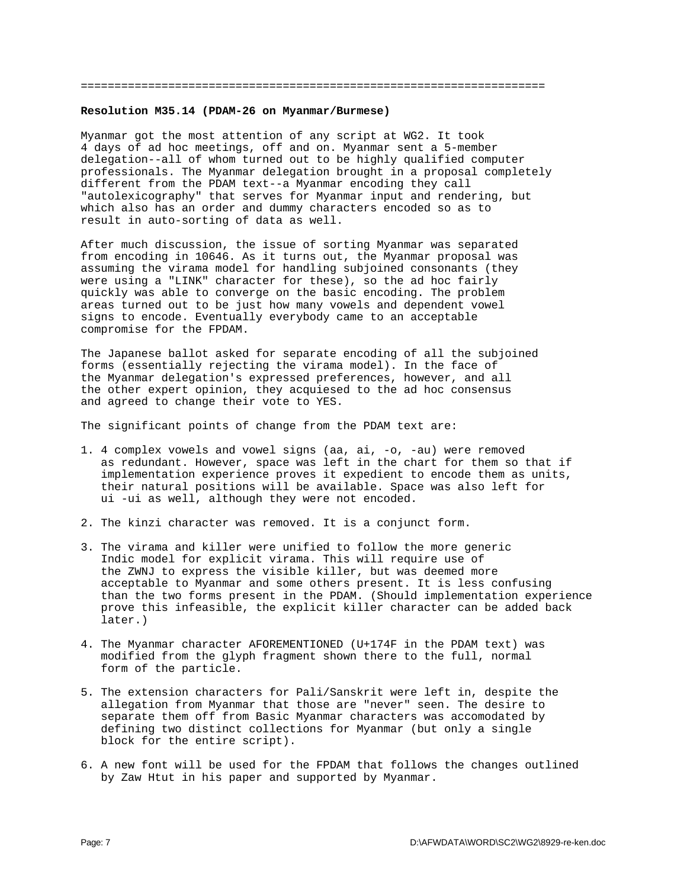===================================================================

**Resolution M35.14 (PDAM-26 on Myanmar/Burmese)**

Myanmar got the most attention of any script at WG2. It took 4 days of ad hoc meetings, off and on. Myanmar sent a 5-member delegation--all of whom turned out to be highly qualified computer professionals. The Myanmar delegation brought in a proposal completely different from the PDAM text--a Myanmar encoding they call "autolexicography" that serves for Myanmar input and rendering, but which also has an order and dummy characters encoded so as to result in auto-sorting of data as well.

After much discussion, the issue of sorting Myanmar was separated from encoding in 10646. As it turns out, the Myanmar proposal was assuming the virama model for handling subjoined consonants (they were using a "LINK" character for these), so the ad hoc fairly quickly was able to converge on the basic encoding. The problem areas turned out to be just how many vowels and dependent vowel signs to encode. Eventually everybody came to an acceptable compromise for the FPDAM.

The Japanese ballot asked for separate encoding of all the subjoined forms (essentially rejecting the virama model). In the face of the Myanmar delegation's expressed preferences, however, and all the other expert opinion, they acquiesed to the ad hoc consensus and agreed to change their vote to YES.

The significant points of change from the PDAM text are:

1. 4 complex vowels and vowel signs (aa, ai, -o, -au) were removed as redundant. However, space was left in the chart for them so that if implementation experience proves it expedient to encode them as units, their natural positions will be available. Space was also left for ui -ui as well, although they were not encoded.

2. The kinzi character was removed. It is a conjunct form.

3. The virama and killer were unified to follow the more generic Indic model for explicit virama. This will require use of the ZWNJ to express the visible killer, but was deemed more acceptable to Myanmar and some others present. It is less confusing than the two forms present in the PDAM. (Should implementation experience prove this infeasible, the explicit killer character can be added back later.)

4. The Myanmar character AFOREMENTIONED (U+174F in the PDAM text) was modified from the glyph fragment shown there to the full, normal form of the particle.

5. The extension characters for Pali/Sanskrit were left in, despite the allegation from Myanmar that those are "never" seen. The desire to separate them off from Basic Myanmar characters was accomodated by defining two distinct collections for Myanmar (but only a single block for the entire script).

6. A new font will be used for the FPDAM that follows the changes outlined by Zaw Htut in his paper and supported by Myanmar.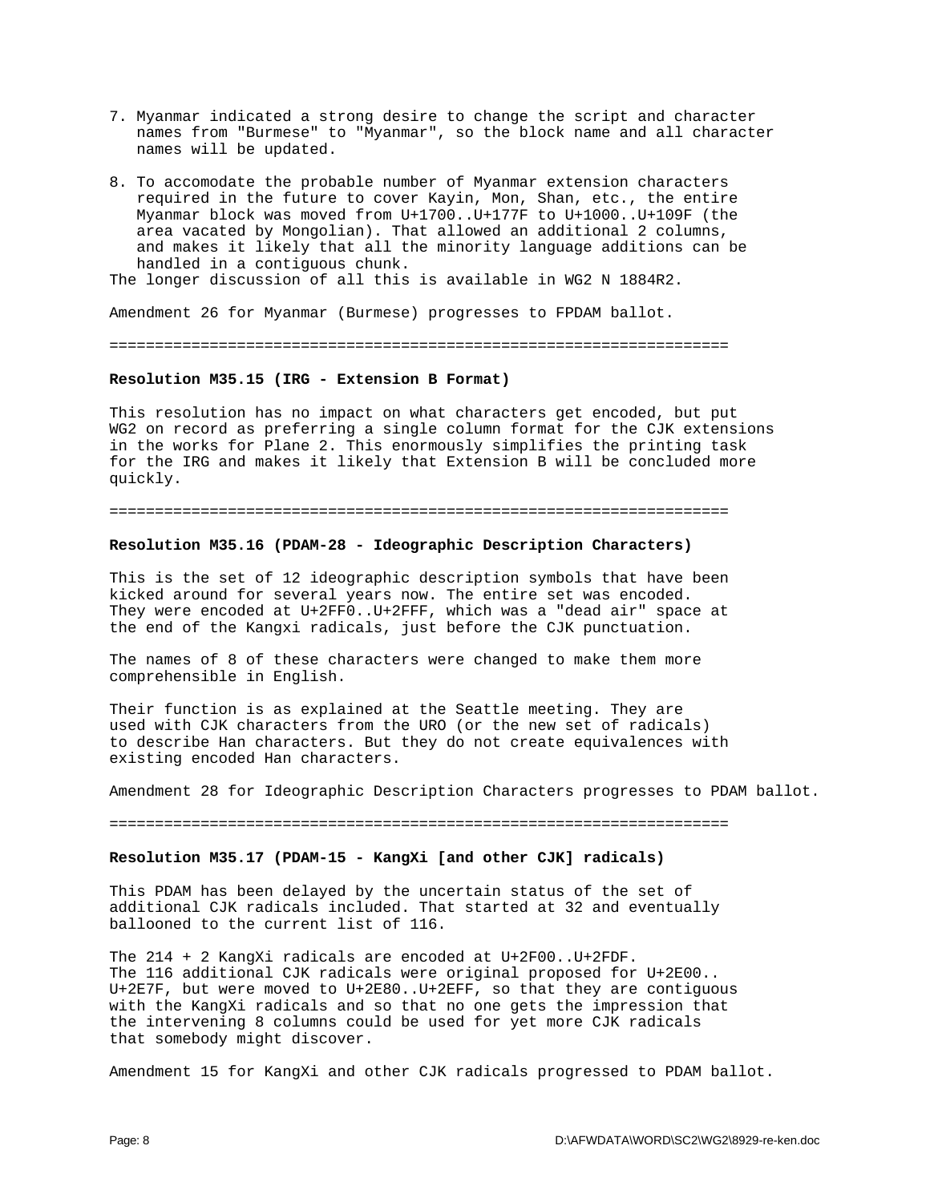7. Myanmar indicated a strong desire to change the script and character names from "Burmese" to "Myanmar", so the block name and all character names will be updated.

8. To accomodate the probable number of Myanmar extension characters required in the future to cover Kayin, Mon, Shan, etc., the entire Myanmar block was moved from U+1700..U+177F to U+1000..U+109F (the area vacated by Mongolian). That allowed an additional 2 columns, and makes it likely that all the minority language additions can be handled in a contiguous chunk.

The longer discussion of all this is available in WG2 N 1884R2.

Amendment 26 for Myanmar (Burmese) progresses to FPDAM ballot.

===================================================================

**Resolution M35.15 (IRG - Extension B Format)**

This resolution has no impact on what characters get encoded, but put WG2 on record as preferring a single column format for the CJK extensions in the works for Plane 2. This enormously simplifies the printing task for the IRG and makes it likely that Extension B will be concluded more quickly.

===================================================================

**Resolution M35.16 (PDAM-28 - Ideographic Description Characters)**

This is the set of 12 ideographic description symbols that have been kicked around for several years now. The entire set was encoded. They were encoded at U+2FF0..U+2FFF, which was a "dead air" space at the end of the Kangxi radicals, just before the CJK punctuation.

The names of 8 of these characters were changed to make them more comprehensible in English.

Their function is as explained at the Seattle meeting. They are used with CJK characters from the URO (or the new set of radicals) to describe Han characters. But they do not create equivalences with existing encoded Han characters.

Amendment 28 for Ideographic Description Characters progresses to PDAM ballot.

===================================================================

**Resolution M35.17 (PDAM-15 - KangXi [and other CJK] radicals)**

This PDAM has been delayed by the uncertain status of the set of additional CJK radicals included. That started at 32 and eventually ballooned to the current list of 116.

The 214 + 2 KangXi radicals are encoded at U+2F00..U+2FDF. The 116 additional CJK radicals were original proposed for U+2E00.. U+2E7F, but were moved to U+2E80..U+2EFF, so that they are contiguous with the KangXi radicals and so that no one gets the impression that the intervening 8 columns could be used for yet more CJK radicals that somebody might discover.

Amendment 15 for KangXi and other CJK radicals progressed to PDAM ballot.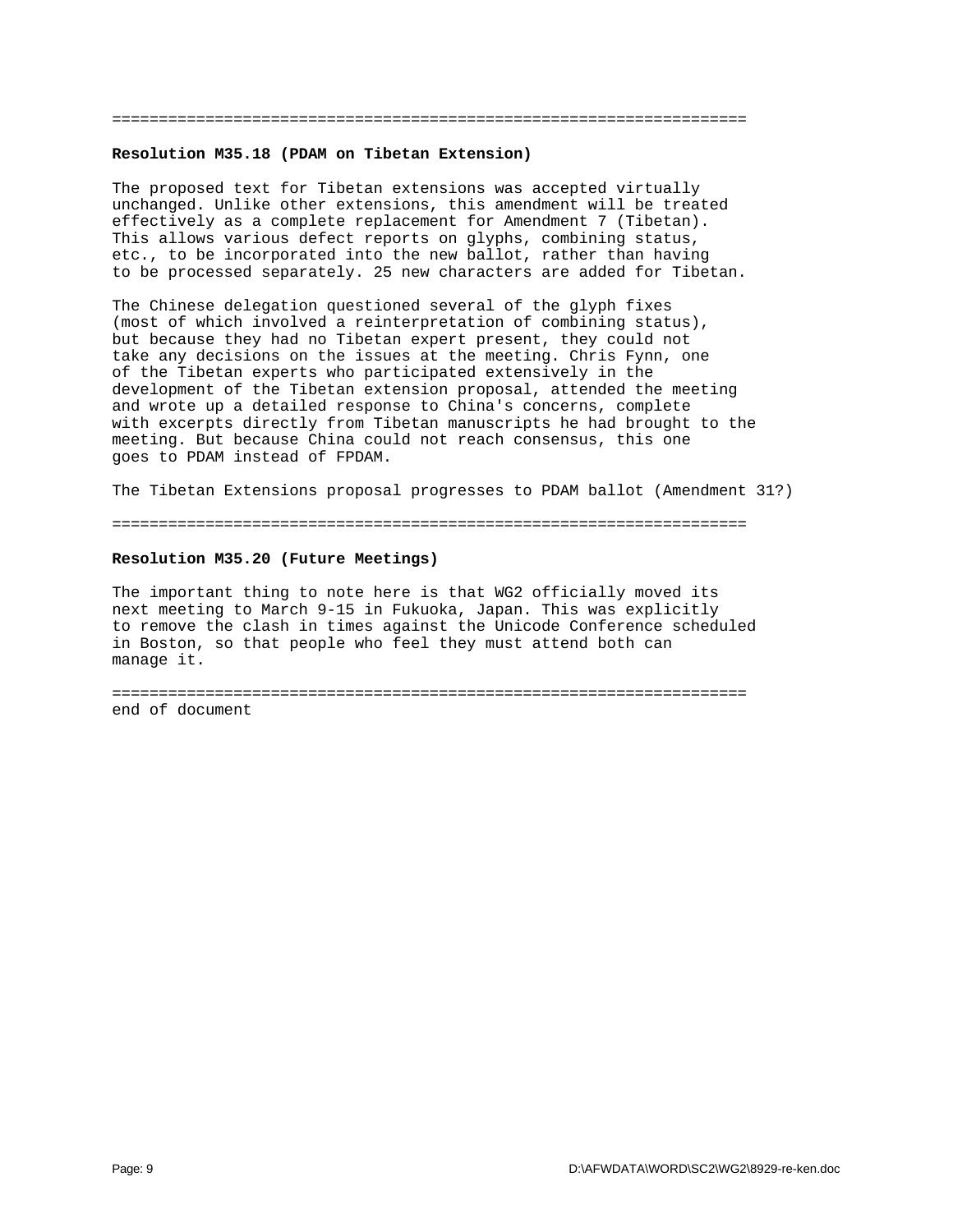====================================================================

**Resolution M35.18 (PDAM on Tibetan Extension)**

The proposed text for Tibetan extensions was accepted virtually unchanged. Unlike other extensions, this amendment will be treated effectively as a complete replacement for Amendment 7 (Tibetan). This allows various defect reports on glyphs, combining status, etc., to be incorporated into the new ballot, rather than having to be processed separately. 25 new characters are added for Tibetan.

The Chinese delegation questioned several of the glyph fixes (most of which involved a reinterpretation of combining status), but because they had no Tibetan expert present, they could not take any decisions on the issues at the meeting. Chris Fynn, one of the Tibetan experts who participated extensively in the development of the Tibetan extension proposal, attended the meeting and wrote up a detailed response to China's concerns, complete with excerpts directly from Tibetan manuscripts he had brought to the meeting. But because China could not reach consensus, this one goes to PDAM instead of FPDAM.

The Tibetan Extensions proposal progresses to PDAM ballot (Amendment 31?)

====================================================================

**Resolution M35.20 (Future Meetings)**

The important thing to note here is that WG2 officially moved its next meeting to March 9-15 in Fukuoka, Japan. This was explicitly to remove the clash in times against the Unicode Conference scheduled in Boston, so that people who feel they must attend both can manage it.

====================================================================

end of document